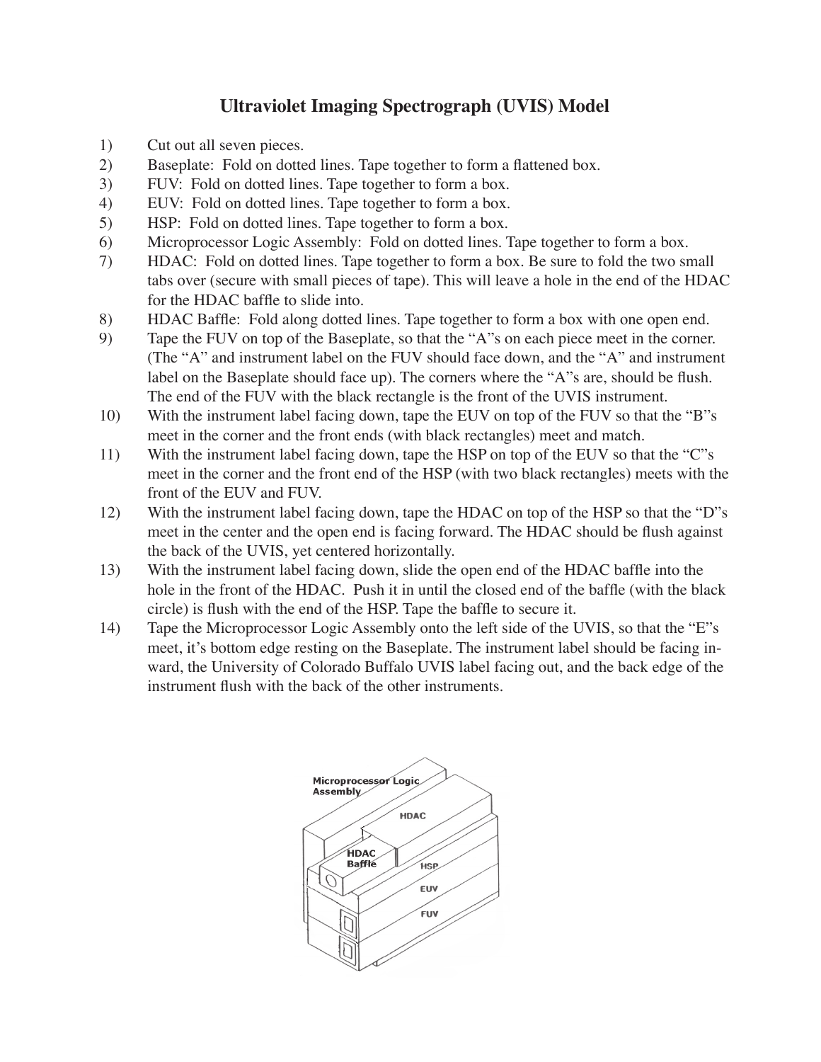# Ultraviolet Imaging Spectrograph (UVIS) Model

1) Cut out all seven pieces.
2) Baseplate: Fold on dotted lines. Tape together to form a flattened box.
3) FUV: Fold on dotted lines. Tape together to form a box.
4) EUV: Fold on dotted lines. Tape together to form a box.
5) HSP: Fold on dotted lines. Tape together to form a box.
6) Microprocessor Logic Assembly: Fold on dotted lines. Tape together to form a box.
7) HDAC: Fold on dotted lines. Tape together to form a box. Be sure to fold the two small tabs over (secure with small pieces of tape). This will leave a hole in the end of the HDAC for the HDAC baffle to slide into.
8) HDAC Baffle: Fold along dotted lines. Tape together to form a box with one open end.
9) Tape the FUV on top of the Baseplate, so that the "A"s on each piece meet in the corner. (The "A" and instrument label on the FUV should face down, and the "A" and instrument label on the Baseplate should face up). The corners where the "A"s are, should be flush. The end of the FUV with the black rectangle is the front of the UVIS instrument.
10) With the instrument label facing down, tape the EUV on top of the FUV so that the "B"s meet in the corner and the front ends (with black rectangles) meet and match.
11) With the instrument label facing down, tape the HSP on top of the EUV so that the "C"s meet in the corner and the front end of the HSP (with two black rectangles) meets with the front of the EUV and FUV.
12) With the instrument label facing down, tape the HDAC on top of the HSP so that the "D"s meet in the center and the open end is facing forward. The HDAC should be flush against the back of the UVIS, yet centered horizontally.
13) With the instrument label facing down, slide the open end of the HDAC baffle into the hole in the front of the HDAC. Push it in until the closed end of the baffle (with the black circle) is flush with the end of the HSP. Tape the baffle to secure it.
14) Tape the Microprocessor Logic Assembly onto the left side of the UVIS, so that the "E"s meet, it's bottom edge resting on the Baseplate. The instrument label should be facing inward, the University of Colorado Buffalo UVIS label facing out, and the back edge of the instrument flush with the back of the other instruments.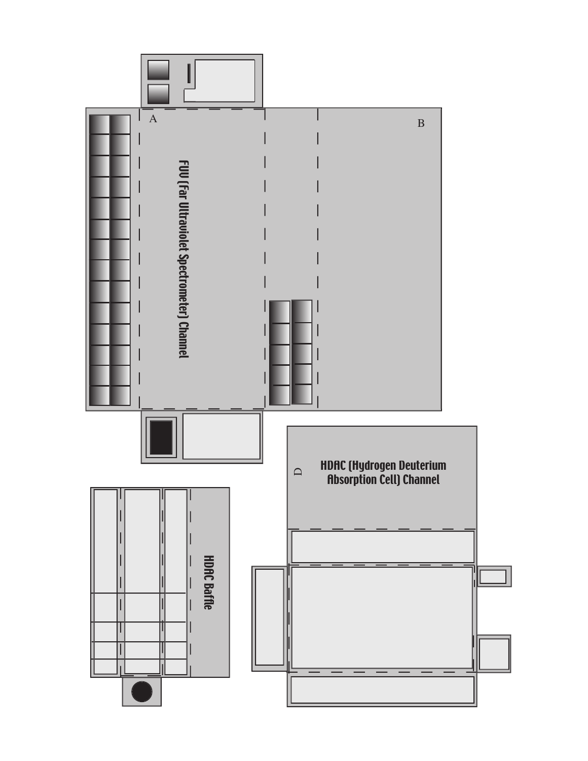A

B

FUV (Far Ultraviolet Spectrometer) Channel

D

HDAC (Hydrogen Deuterium Absorption Cell) Channel

HDAC Baffle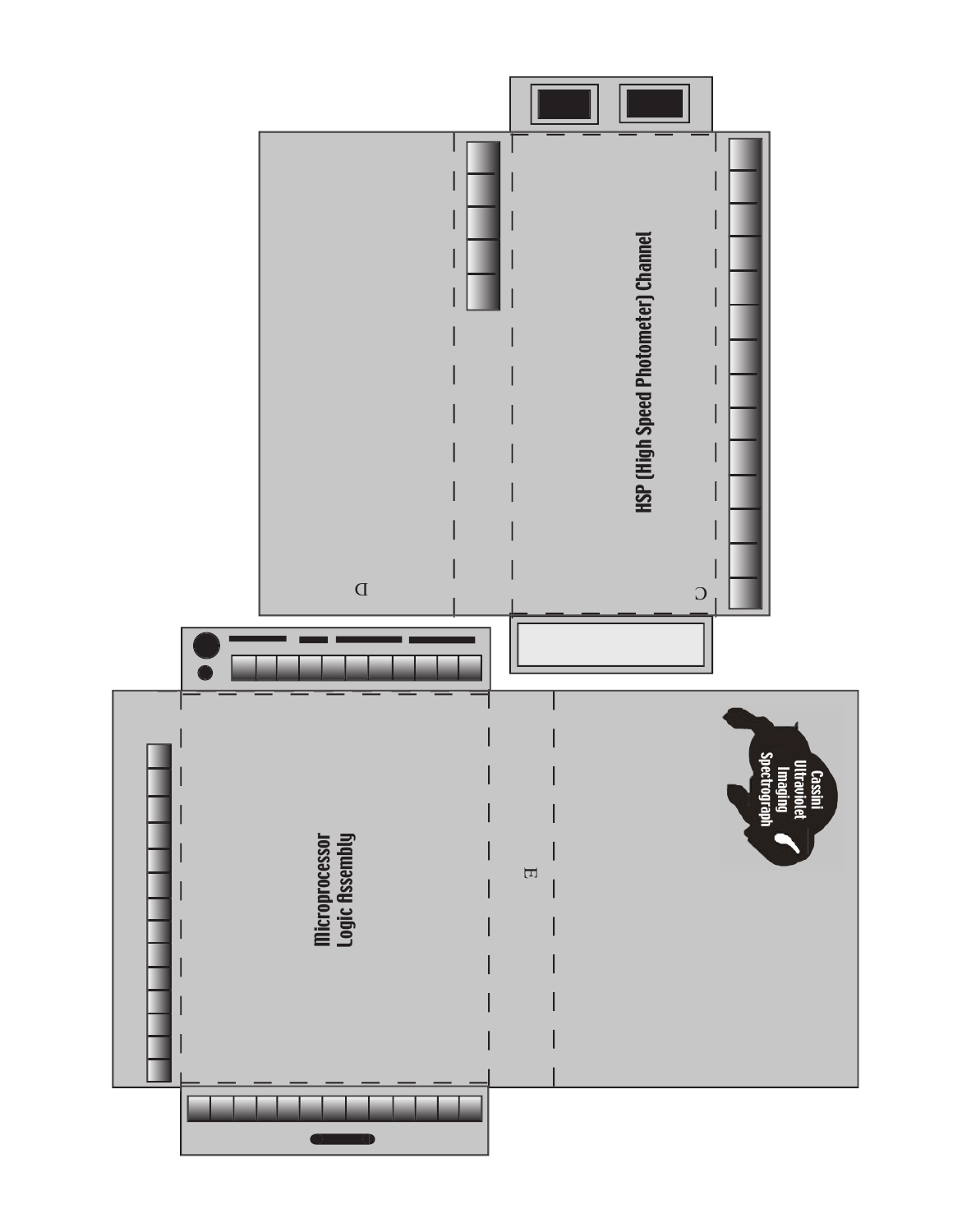HSP (High Speed Photometer) Channel

D

C

Microprocessor
Logic Assembly

E

Cassini
Ultraviolet
Imaging
Spectrograph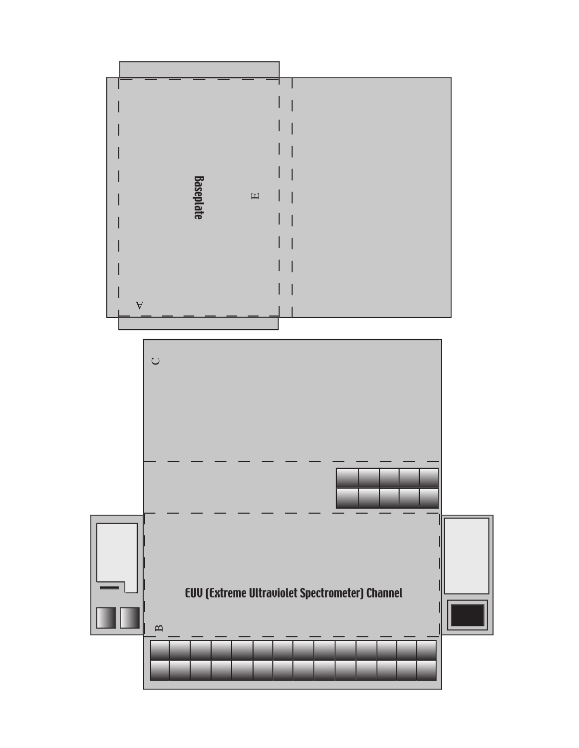Baseplate

E

A

C

EUV (Extreme Ultraviolet Spectrometer) Channel

B